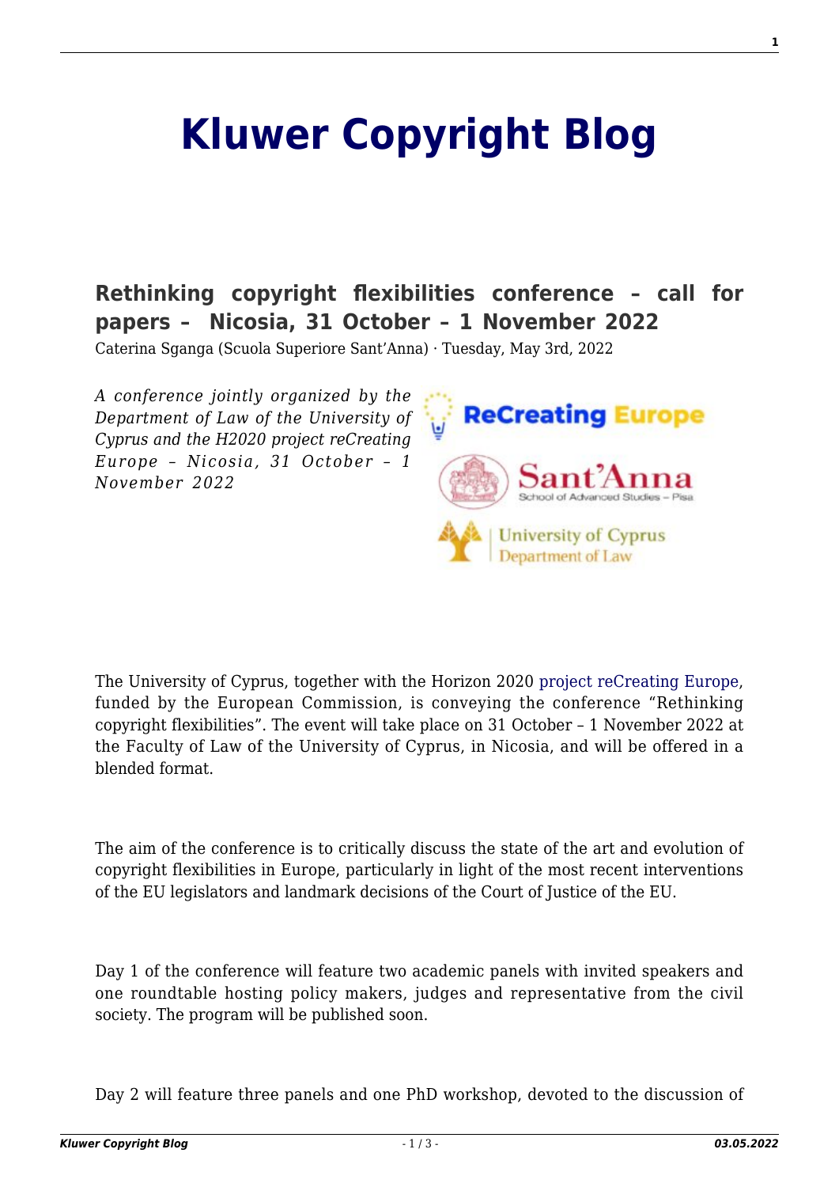# Kluwer Copyright Blog

## Rethinking copyright flexibilities conference – call for papers – Nicosia, 31 October – 1 November 2022

Caterina Sganga (Scuola Superiore Sant'Anna) · Tuesday, May 3rd, 2022

*A conference jointly organized by the Department of Law of the University of Cyprus and the H2020 project reCreating Europe – Nicosia, 31 October – 1 November 2022*

The University of Cyprus, together with the Horizon 2020 project reCreating Europe, funded by the European Commission, is conveying the conference "Rethinking copyright flexibilities". The event will take place on 31 October – 1 November 2022 at the Faculty of Law of the University of Cyprus, in Nicosia, and will be offered in a blended format.

The aim of the conference is to critically discuss the state of the art and evolution of copyright flexibilities in Europe, particularly in light of the most recent interventions of the EU legislators and landmark decisions of the Court of Justice of the EU.

Day 1 of the conference will feature two academic panels with invited speakers and one roundtable hosting policy makers, judges and representative from the civil society. The program will be published soon.

Day 2 will feature three panels and one PhD workshop, devoted to the discussion of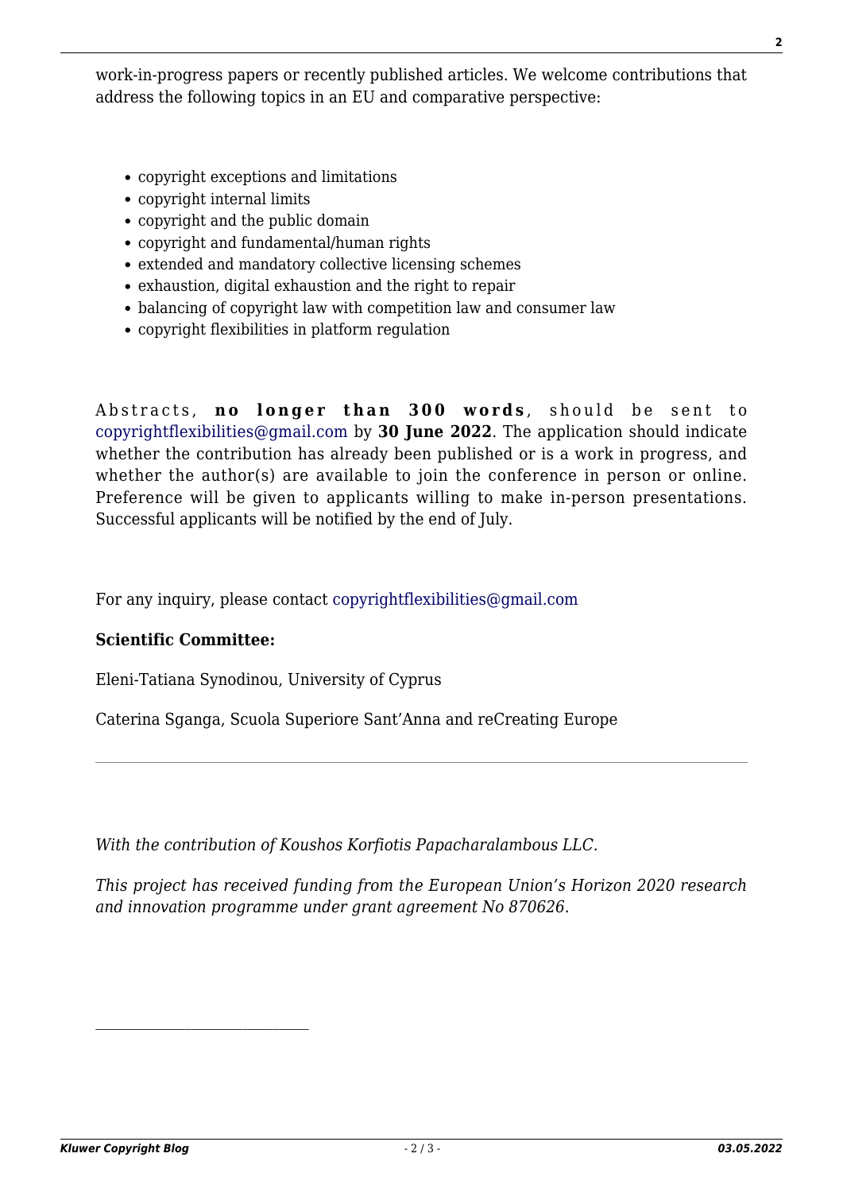work-in-progress papers or recently published articles. We welcome contributions that address the following topics in an EU and comparative perspective:

- copyright exceptions and limitations
- copyright internal limits
- copyright and the public domain
- copyright and fundamental/human rights
- extended and mandatory collective licensing schemes
- exhaustion, digital exhaustion and the right to repair
- balancing of copyright law with competition law and consumer law
- copyright flexibilities in platform regulation

Abstracts, **no longer than 300 words**, should be sent to copyrightflexibilities@gmail.com by **30 June 2022**. The application should indicate whether the contribution has already been published or is a work in progress, and whether the author(s) are available to join the conference in person or online. Preference will be given to applicants willing to make in-person presentations. Successful applicants will be notified by the end of July.

For any inquiry, please contact copyrightflexibilities@gmail.com

**Scientific Committee:**

Eleni-Tatiana Synodinou, University of Cyprus

Caterina Sganga, Scuola Superiore Sant'Anna and reCreating Europe

---

*With the contribution of Koushos Korfiotis Papacharalambous LLC.*

*This project has received funding from the European Union's Horizon 2020 research and innovation programme under grant agreement No 870626.*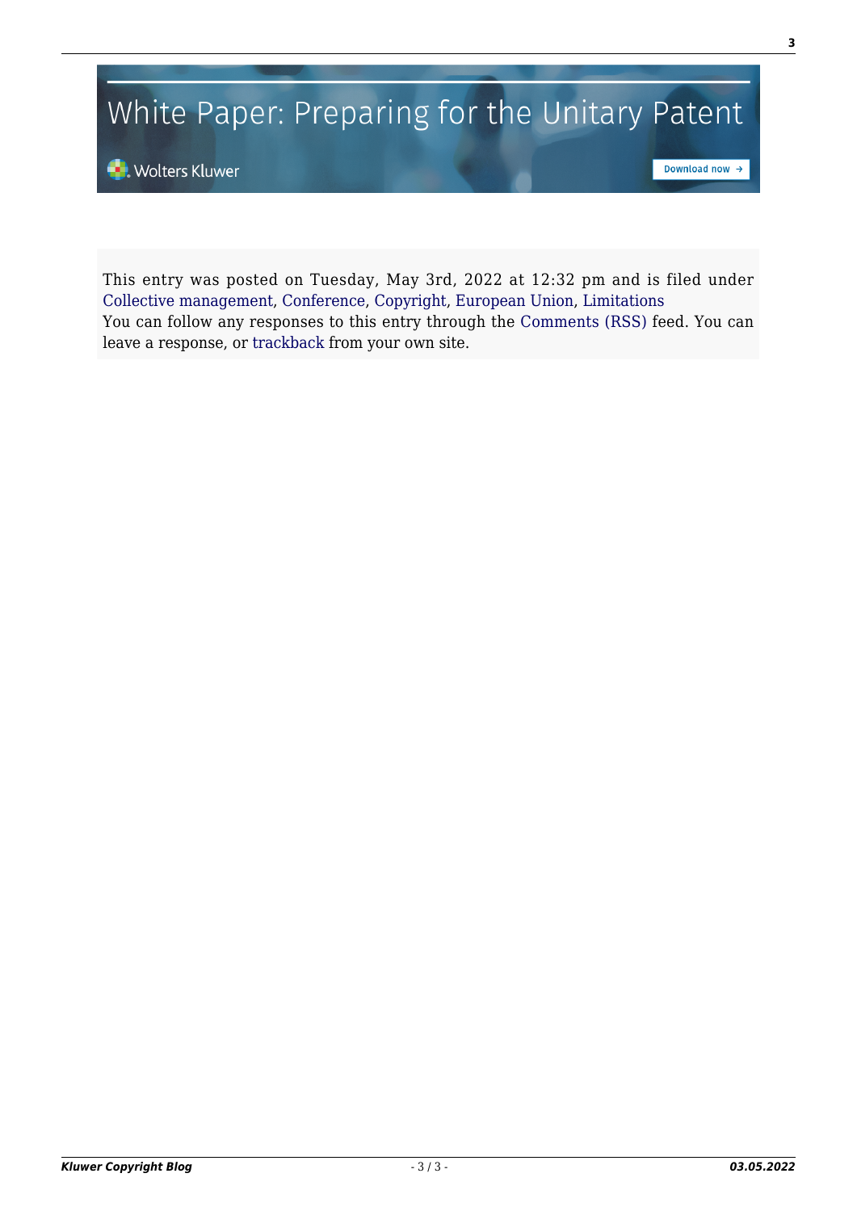White Paper: Preparing for the Unitary Patent

Wolters Kluwer

Download now →

This entry was posted on Tuesday, May 3rd, 2022 at 12:32 pm and is filed under Collective management, Conference, Copyright, European Union, Limitations
You can follow any responses to this entry through the Comments (RSS) feed. You can leave a response, or trackback from your own site.